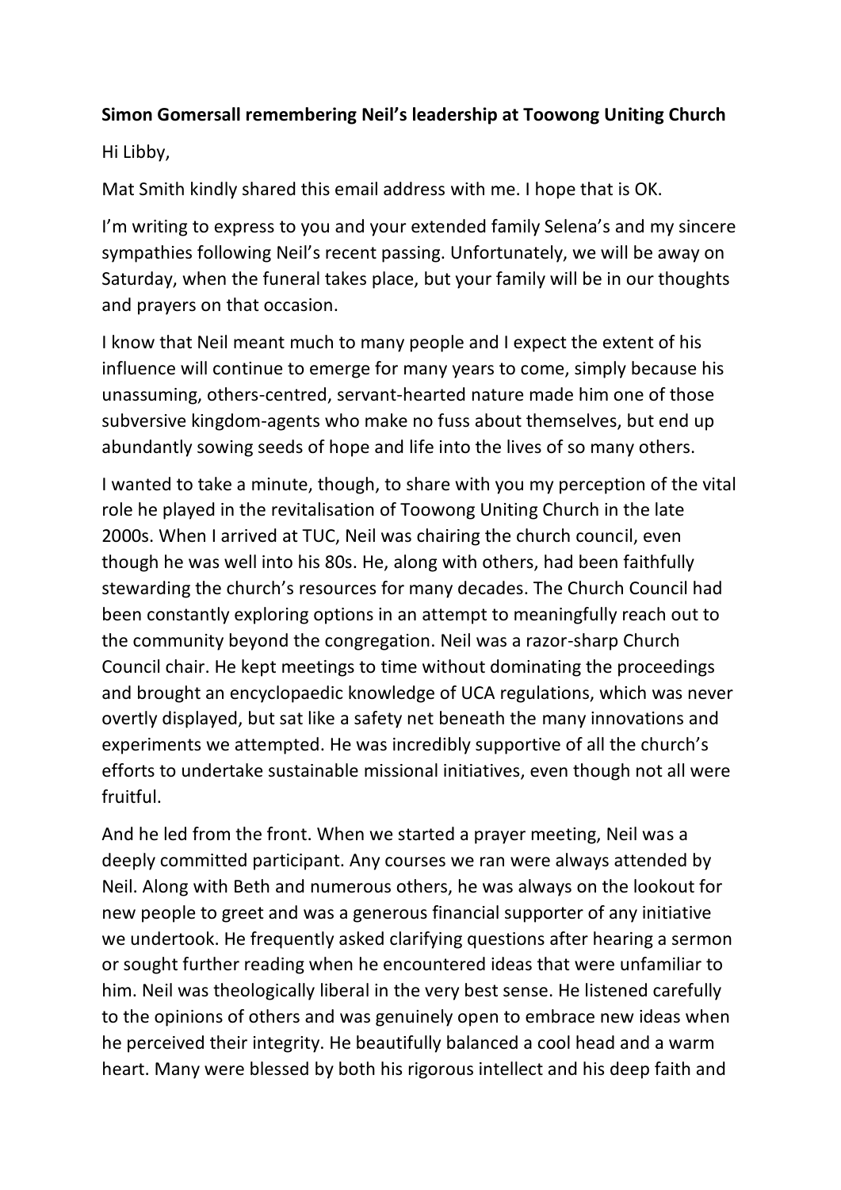**Simon Gomersall remembering Neil's leadership at Toowong Uniting Church**

Hi Libby,

Mat Smith kindly shared this email address with me. I hope that is OK.

I'm writing to express to you and your extended family Selena's and my sincere sympathies following Neil's recent passing. Unfortunately, we will be away on Saturday, when the funeral takes place, but your family will be in our thoughts and prayers on that occasion.

I know that Neil meant much to many people and I expect the extent of his influence will continue to emerge for many years to come, simply because his unassuming, others-centred, servant-hearted nature made him one of those subversive kingdom-agents who make no fuss about themselves, but end up abundantly sowing seeds of hope and life into the lives of so many others.

I wanted to take a minute, though, to share with you my perception of the vital role he played in the revitalisation of Toowong Uniting Church in the late 2000s. When I arrived at TUC, Neil was chairing the church council, even though he was well into his 80s. He, along with others, had been faithfully stewarding the church's resources for many decades. The Church Council had been constantly exploring options in an attempt to meaningfully reach out to the community beyond the congregation. Neil was a razor-sharp Church Council chair. He kept meetings to time without dominating the proceedings and brought an encyclopaedic knowledge of UCA regulations, which was never overtly displayed, but sat like a safety net beneath the many innovations and experiments we attempted. He was incredibly supportive of all the church's efforts to undertake sustainable missional initiatives, even though not all were fruitful.

And he led from the front. When we started a prayer meeting, Neil was a deeply committed participant. Any courses we ran were always attended by Neil. Along with Beth and numerous others, he was always on the lookout for new people to greet and was a generous financial supporter of any initiative we undertook. He frequently asked clarifying questions after hearing a sermon or sought further reading when he encountered ideas that were unfamiliar to him. Neil was theologically liberal in the very best sense. He listened carefully to the opinions of others and was genuinely open to embrace new ideas when he perceived their integrity. He beautifully balanced a cool head and a warm heart. Many were blessed by both his rigorous intellect and his deep faith and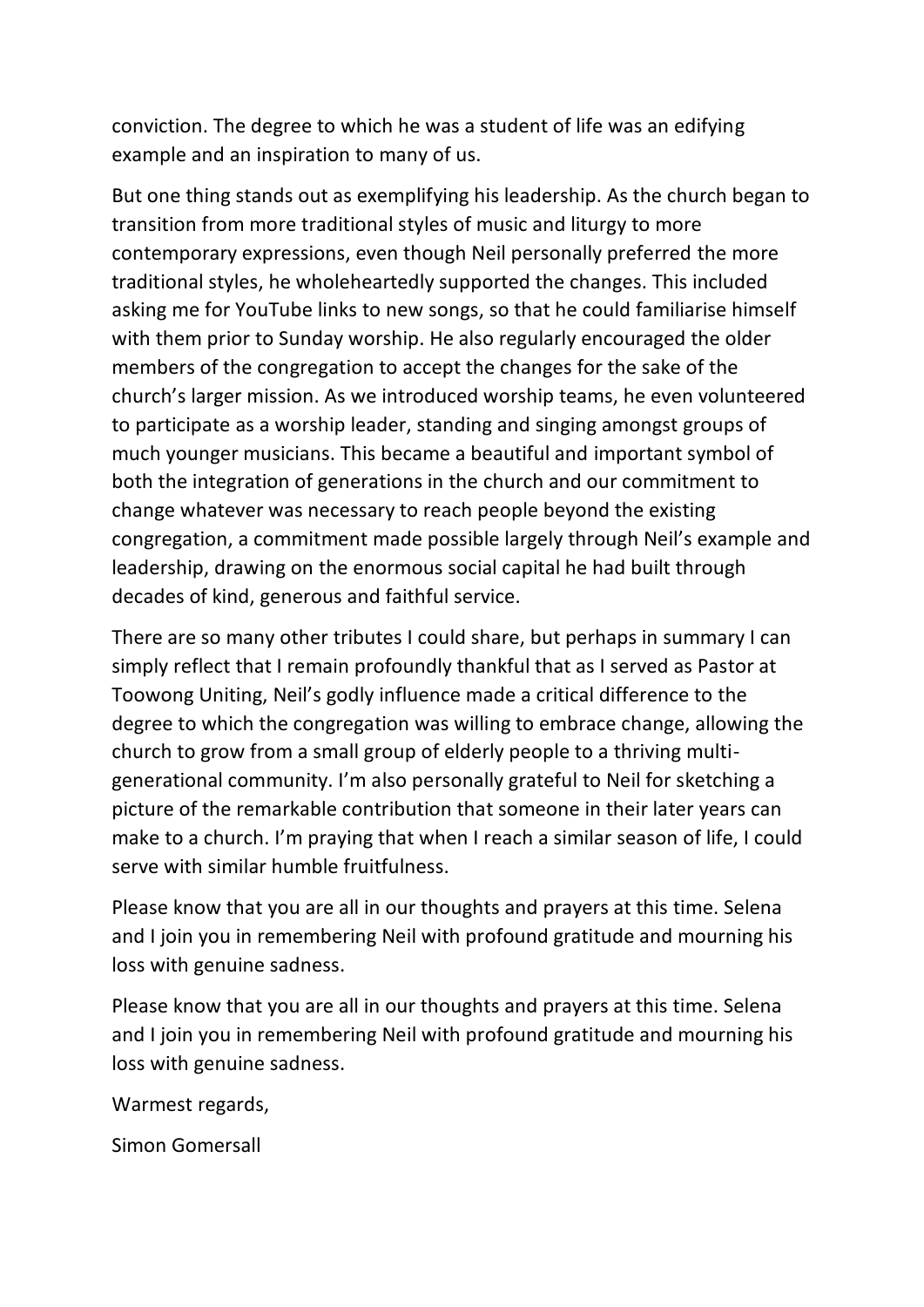conviction. The degree to which he was a student of life was an edifying example and an inspiration to many of us.

But one thing stands out as exemplifying his leadership. As the church began to transition from more traditional styles of music and liturgy to more contemporary expressions, even though Neil personally preferred the more traditional styles, he wholeheartedly supported the changes. This included asking me for YouTube links to new songs, so that he could familiarise himself with them prior to Sunday worship. He also regularly encouraged the older members of the congregation to accept the changes for the sake of the church's larger mission. As we introduced worship teams, he even volunteered to participate as a worship leader, standing and singing amongst groups of much younger musicians. This became a beautiful and important symbol of both the integration of generations in the church and our commitment to change whatever was necessary to reach people beyond the existing congregation, a commitment made possible largely through Neil's example and leadership, drawing on the enormous social capital he had built through decades of kind, generous and faithful service.

There are so many other tributes I could share, but perhaps in summary I can simply reflect that I remain profoundly thankful that as I served as Pastor at Toowong Uniting, Neil's godly influence made a critical difference to the degree to which the congregation was willing to embrace change, allowing the church to grow from a small group of elderly people to a thriving multi-generational community. I'm also personally grateful to Neil for sketching a picture of the remarkable contribution that someone in their later years can make to a church. I'm praying that when I reach a similar season of life, I could serve with similar humble fruitfulness.

Please know that you are all in our thoughts and prayers at this time. Selena and I join you in remembering Neil with profound gratitude and mourning his loss with genuine sadness.

Please know that you are all in our thoughts and prayers at this time. Selena and I join you in remembering Neil with profound gratitude and mourning his loss with genuine sadness.

Warmest regards,

Simon Gomersall